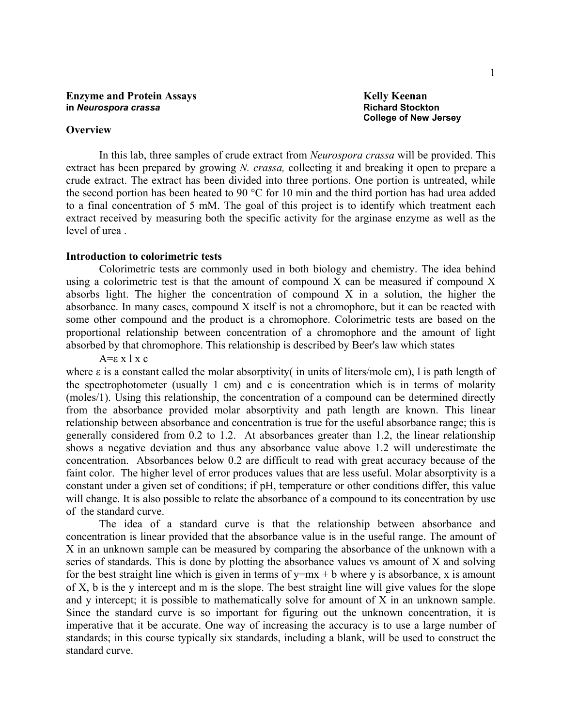**Enzyme and Protein Assays in *Neurospora crassa***

**Kelly Keenan**
**Richard Stockton College of New Jersey**

## Overview

In this lab, three samples of crude extract from *Neurospora crassa* will be provided. This extract has been prepared by growing *N. crassa,* collecting it and breaking it open to prepare a crude extract. The extract has been divided into three portions. One portion is untreated, while the second portion has been heated to 90 °C for 10 min and the third portion has had urea added to a final concentration of 5 mM. The goal of this project is to identify which treatment each extract received by measuring both the specific activity for the arginase enzyme as well as the level of urea .

## Introduction to colorimetric tests

Colorimetric tests are commonly used in both biology and chemistry. The idea behind using a colorimetric test is that the amount of compound X can be measured if compound X absorbs light. The higher the concentration of compound X in a solution, the higher the absorbance. In many cases, compound X itself is not a chromophore, but it can be reacted with some other compound and the product is a chromophore. Colorimetric tests are based on the proportional relationship between concentration of a chromophore and the amount of light absorbed by that chromophore. This relationship is described by Beer's law which states

$$A=\varepsilon \times l \times c$$

where $\varepsilon$ is a constant called the molar absorptivity( in units of liters/mole cm), l is path length of the spectrophotometer (usually 1 cm) and c is concentration which is in terms of molarity (moles/1). Using this relationship, the concentration of a compound can be determined directly from the absorbance provided molar absorptivity and path length are known. This linear relationship between absorbance and concentration is true for the useful absorbance range; this is generally considered from 0.2 to 1.2. At absorbances greater than 1.2, the linear relationship shows a negative deviation and thus any absorbance value above 1.2 will underestimate the concentration. Absorbances below 0.2 are difficult to read with great accuracy because of the faint color. The higher level of error produces values that are less useful. Molar absorptivity is a constant under a given set of conditions; if pH, temperature or other conditions differ, this value will change. It is also possible to relate the absorbance of a compound to its concentration by use of the standard curve.

The idea of a standard curve is that the relationship between absorbance and concentration is linear provided that the absorbance value is in the useful range. The amount of X in an unknown sample can be measured by comparing the absorbance of the unknown with a series of standards. This is done by plotting the absorbance values vs amount of X and solving for the best straight line which is given in terms of $y=mx + b$ where y is absorbance, x is amount of X, b is the y intercept and m is the slope. The best straight line will give values for the slope and y intercept; it is possible to mathematically solve for amount of X in an unknown sample. Since the standard curve is so important for figuring out the unknown concentration, it is imperative that it be accurate. One way of increasing the accuracy is to use a large number of standards; in this course typically six standards, including a blank, will be used to construct the standard curve.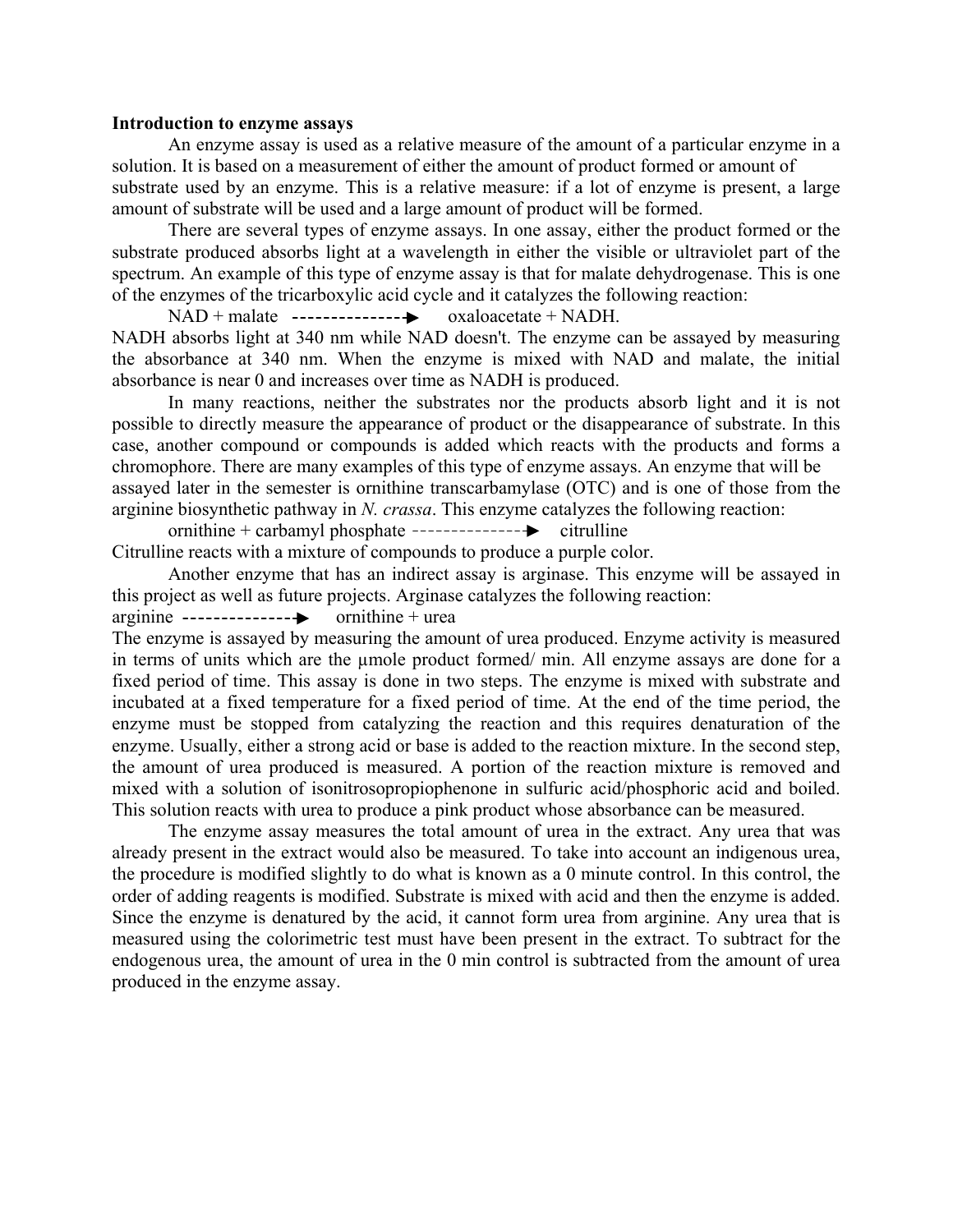**Introduction to enzyme assays**

An enzyme assay is used as a relative measure of the amount of a particular enzyme in a solution. It is based on a measurement of either the amount of product formed or amount of substrate used by an enzyme. This is a relative measure: if a lot of enzyme is present, a large amount of substrate will be used and a large amount of product will be formed.

There are several types of enzyme assays. In one assay, either the product formed or the substrate produced absorbs light at a wavelength in either the visible or ultraviolet part of the spectrum. An example of this type of enzyme assay is that for malate dehydrogenase. This is one of the enzymes of the tricarboxylic acid cycle and it catalyzes the following reaction:

NAD + malate --------------▶ oxaloacetate + NADH.

NADH absorbs light at 340 nm while NAD doesn't. The enzyme can be assayed by measuring the absorbance at 340 nm. When the enzyme is mixed with NAD and malate, the initial absorbance is near 0 and increases over time as NADH is produced.

In many reactions, neither the substrates nor the products absorb light and it is not possible to directly measure the appearance of product or the disappearance of substrate. In this case, another compound or compounds is added which reacts with the products and forms a chromophore. There are many examples of this type of enzyme assays. An enzyme that will be assayed later in the semester is ornithine transcarbamylase (OTC) and is one of those from the arginine biosynthetic pathway in *N. crassa*. This enzyme catalyzes the following reaction:

ornithine + carbamyl phosphate --------------▶ citrulline

Citrulline reacts with a mixture of compounds to produce a purple color.

Another enzyme that has an indirect assay is arginase. This enzyme will be assayed in this project as well as future projects. Arginase catalyzes the following reaction:

arginine --------------▶ ornithine + urea

The enzyme is assayed by measuring the amount of urea produced. Enzyme activity is measured in terms of units which are the μmole product formed/ min. All enzyme assays are done for a fixed period of time. This assay is done in two steps. The enzyme is mixed with substrate and incubated at a fixed temperature for a fixed period of time. At the end of the time period, the enzyme must be stopped from catalyzing the reaction and this requires denaturation of the enzyme. Usually, either a strong acid or base is added to the reaction mixture. In the second step, the amount of urea produced is measured. A portion of the reaction mixture is removed and mixed with a solution of isonitrosopropiophenone in sulfuric acid/phosphoric acid and boiled. This solution reacts with urea to produce a pink product whose absorbance can be measured.

The enzyme assay measures the total amount of urea in the extract. Any urea that was already present in the extract would also be measured. To take into account an indigenous urea, the procedure is modified slightly to do what is known as a 0 minute control. In this control, the order of adding reagents is modified. Substrate is mixed with acid and then the enzyme is added. Since the enzyme is denatured by the acid, it cannot form urea from arginine. Any urea that is measured using the colorimetric test must have been present in the extract. To subtract for the endogenous urea, the amount of urea in the 0 min control is subtracted from the amount of urea produced in the enzyme assay.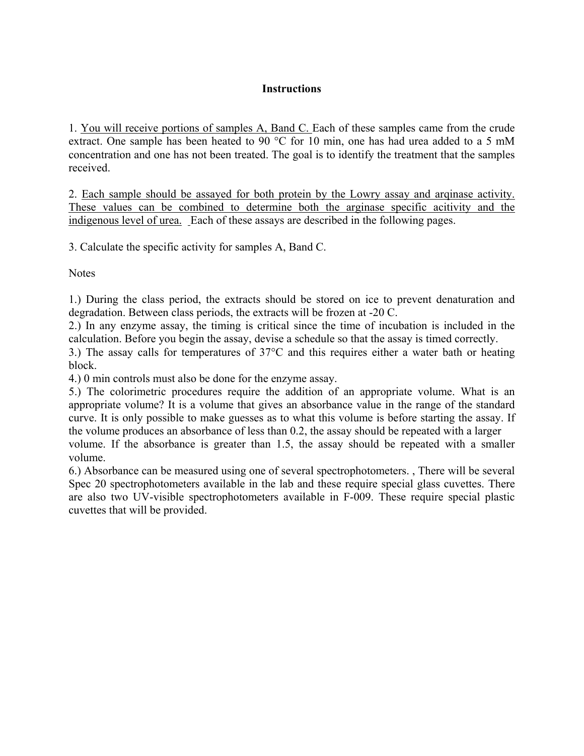# Instructions

1. <u>You will receive portions of samples A, Band C.</u> Each of these samples came from the crude extract. One sample has been heated to 90 °C for 10 min, one has had urea added to a 5 mM concentration and one has not been treated. The goal is to identify the treatment that the samples received.

2. <u>Each sample should be assayed for both protein by the Lowry assay and arqinase activity. These values can be combined to determine both the arginase specific acitivity and the indigenous level of urea.</u> Each of these assays are described in the following pages.

3. Calculate the specific activity for samples A, Band C.

Notes

1.) During the class period, the extracts should be stored on ice to prevent denaturation and degradation. Between class periods, the extracts will be frozen at -20 C.

2.) In any enzyme assay, the timing is critical since the time of incubation is included in the calculation. Before you begin the assay, devise a schedule so that the assay is timed correctly.

3.) The assay calls for temperatures of 37°C and this requires either a water bath or heating block.

4.) 0 min controls must also be done for the enzyme assay.

5.) The colorimetric procedures require the addition of an appropriate volume. What is an appropriate volume? It is a volume that gives an absorbance value in the range of the standard curve. It is only possible to make guesses as to what this volume is before starting the assay. If the volume produces an absorbance of less than 0.2, the assay should be repeated with a larger volume. If the absorbance is greater than 1.5, the assay should be repeated with a smaller volume.

6.) Absorbance can be measured using one of several spectrophotometers. , There will be several Spec 20 spectrophotometers available in the lab and these require special glass cuvettes. There are also two UV-visible spectrophotometers available in F-009. These require special plastic cuvettes that will be provided.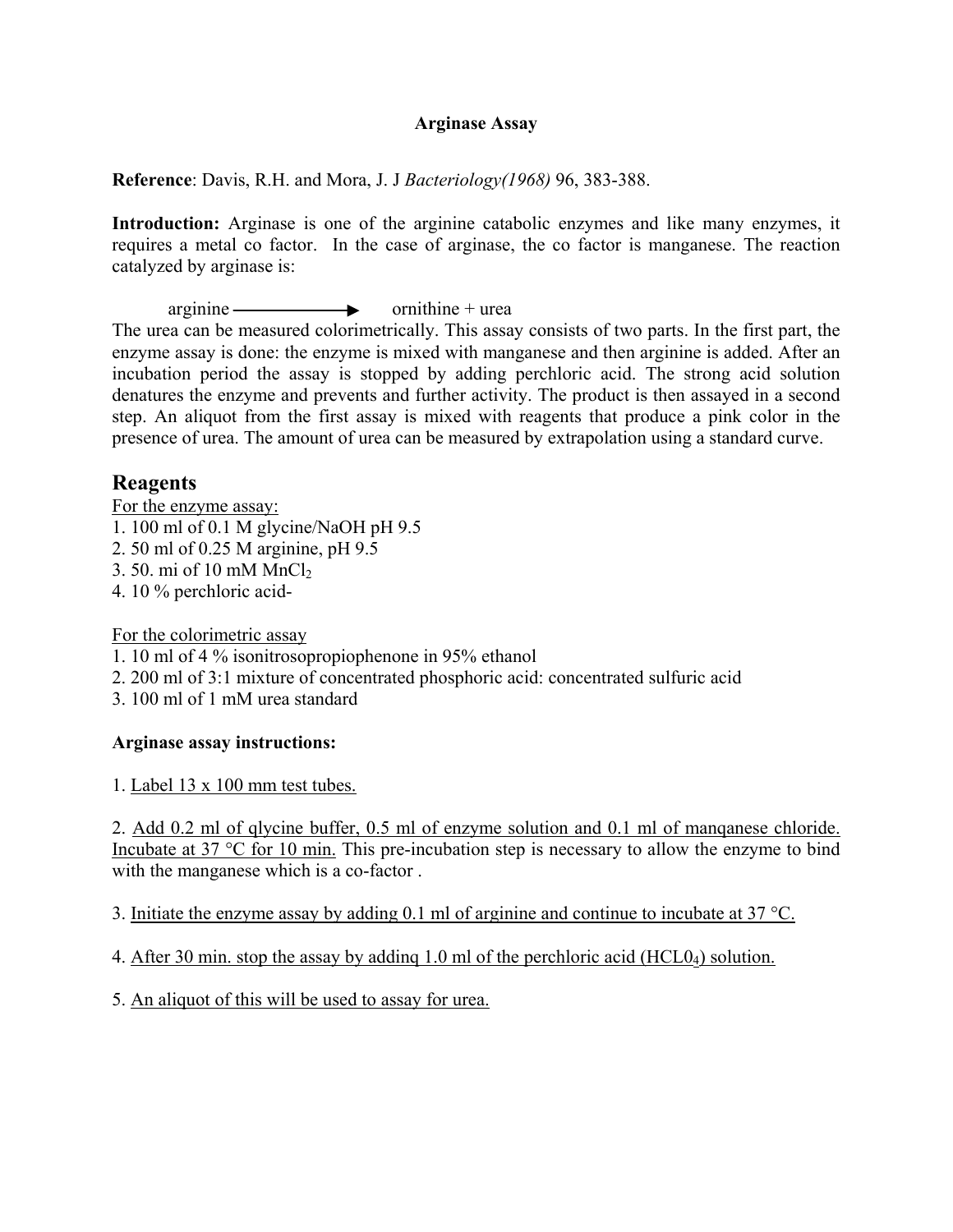**Arginase Assay**

**Reference**: Davis, R.H. and Mora, J. J *Bacteriology(1968)* 96, 383-388.

**Introduction:** Arginase is one of the arginine catabolic enzymes and like many enzymes, it requires a metal co factor. In the case of arginase, the co factor is manganese. The reaction catalyzed by arginase is:

$$\text{arginine} \longrightarrow \text{ornithine + urea}$$

The urea can be measured colorimetrically. This assay consists of two parts. In the first part, the enzyme assay is done: the enzyme is mixed with manganese and then arginine is added. After an incubation period the assay is stopped by adding perchloric acid. The strong acid solution denatures the enzyme and prevents and further activity. The product is then assayed in a second step. An aliquot from the first assay is mixed with reagents that produce a pink color in the presence of urea. The amount of urea can be measured by extrapolation using a standard curve.

## Reagents

For the enzyme assay:

1. 100 ml of 0.1 M glycine/NaOH pH 9.5
2. 50 ml of 0.25 M arginine, pH 9.5
3. 50. mi of 10 mM $MnCl_2$
4. 10 % perchloric acid-

For the colorimetric assay

1. 10 ml of 4 % isonitrosopropiophenone in 95% ethanol
2. 200 ml of 3:1 mixture of concentrated phosphoric acid: concentrated sulfuric acid
3. 100 ml of 1 mM urea standard

**Arginase assay instructions:**

1. Label 13 x 100 mm test tubes.

2. Add 0.2 ml of qlycine buffer, 0.5 ml of enzyme solution and 0.1 ml of manqanese chloride. Incubate at 37 °C for 10 min. This pre-incubation step is necessary to allow the enzyme to bind with the manganese which is a co-factor .

3. Initiate the enzyme assay by adding 0.1 ml of arginine and continue to incubate at 37 °C.

4. After 30 min. stop the assay by addinq 1.0 ml of the perchloric acid ($HCL0_4$) solution.

5. An aliquot of this will be used to assay for urea.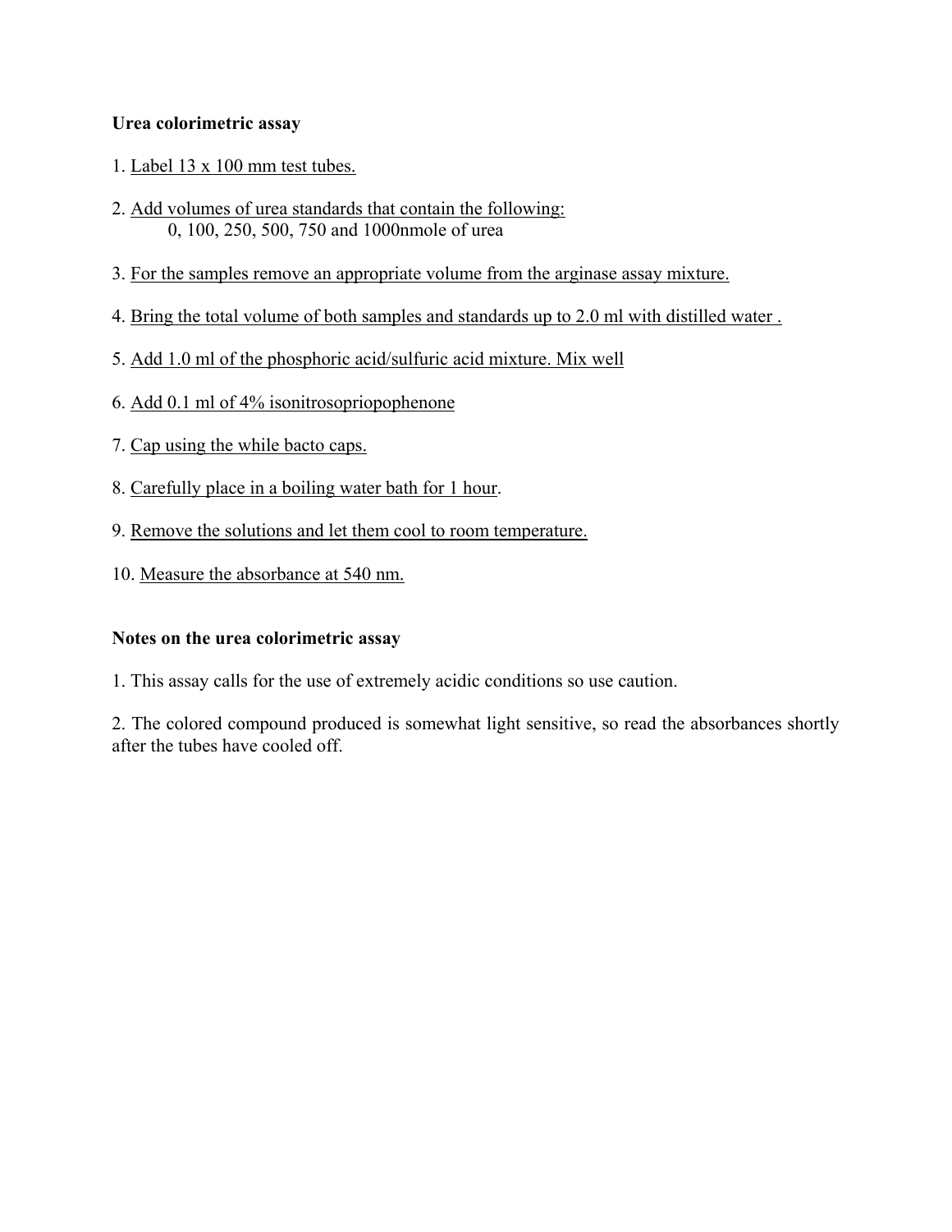**Urea colorimetric assay**

1. Label 13 x 100 mm test tubes.

2. Add volumes of urea standards that contain the following:
   0, 100, 250, 500, 750 and 1000nmole of urea

3. For the samples remove an appropriate volume from the arginase assay mixture.

4. Bring the total volume of both samples and standards up to 2.0 ml with distilled water .

5. Add 1.0 ml of the phosphoric acid/sulfuric acid mixture. Mix well

6. Add 0.1 ml of 4% isonitrosopriopophenone

7. Cap using the while bacto caps.

8. Carefully place in a boiling water bath for 1 hour.

9. Remove the solutions and let them cool to room temperature.

10. Measure the absorbance at 540 nm.

**Notes on the urea colorimetric assay**

1. This assay calls for the use of extremely acidic conditions so use caution.

2. The colored compound produced is somewhat light sensitive, so read the absorbances shortly after the tubes have cooled off.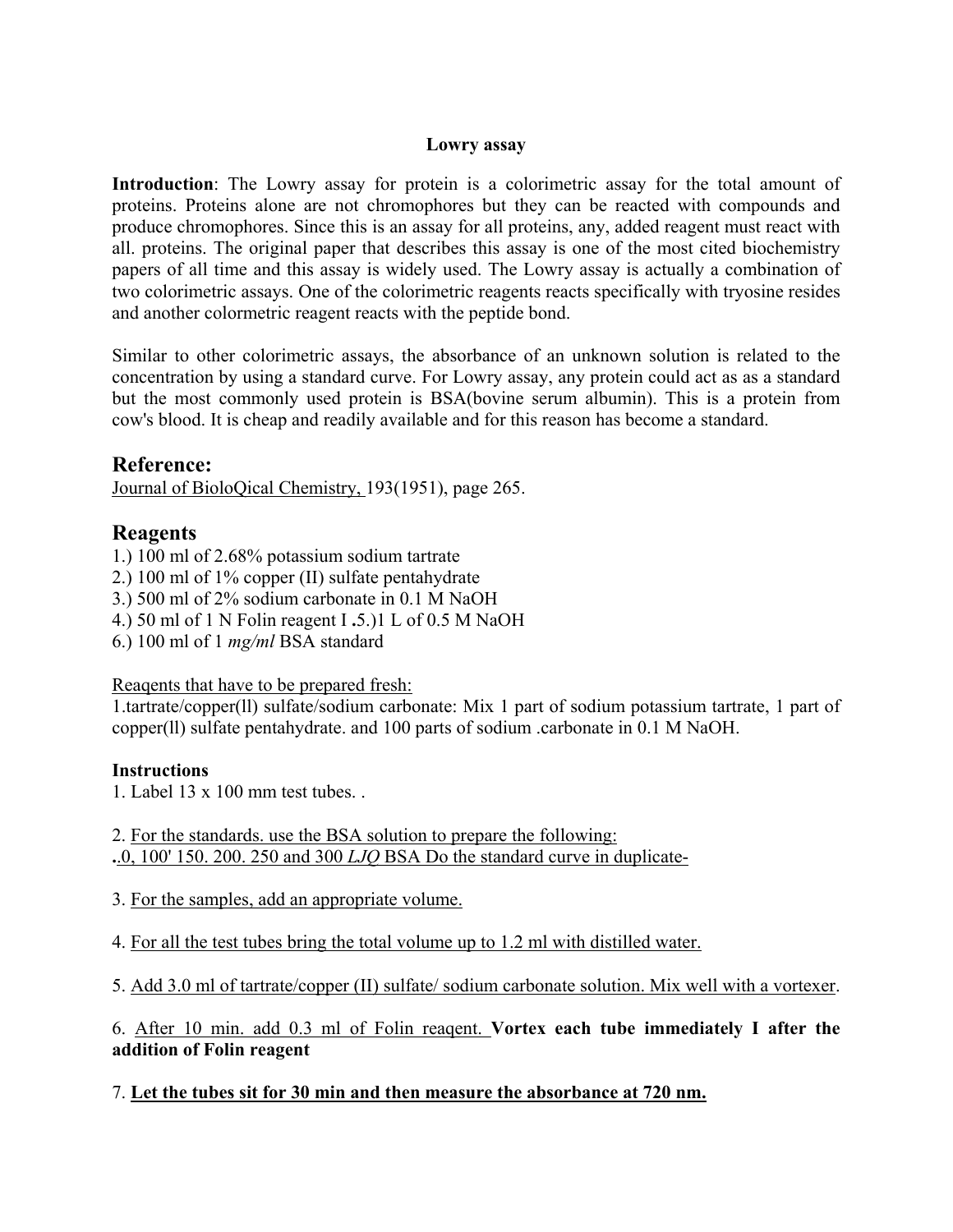**Lowry assay**

**Introduction**: The Lowry assay for protein is a colorimetric assay for the total amount of proteins. Proteins alone are not chromophores but they can be reacted with compounds and produce chromophores. Since this is an assay for all proteins, any, added reagent must react with all. proteins. The original paper that describes this assay is one of the most cited biochemistry papers of all time and this assay is widely used. The Lowry assay is actually a combination of two colorimetric assays. One of the colorimetric reagents reacts specifically with tryosine resides and another colormetric reagent reacts with the peptide bond.

Similar to other colorimetric assays, the absorbance of an unknown solution is related to the concentration by using a standard curve. For Lowry assay, any protein could act as as a standard but the most commonly used protein is BSA(bovine serum albumin). This is a protein from cow's blood. It is cheap and readily available and for this reason has become a standard.

## Reference:

Journal of BioloQical Chemistry, 193(1951), page 265.

## Reagents

1.) 100 ml of 2.68% potassium sodium tartrate
2.) 100 ml of 1% copper (II) sulfate pentahydrate
3.) 500 ml of 2% sodium carbonate in 0.1 M NaOH
4.) 50 ml of 1 N Folin reagent I **.**5.)1 L of 0.5 M NaOH
6.) 100 ml of 1 *mg/ml* BSA standard

Reaqents that have to be prepared fresh:
1.tartrate/copper(ll) sulfate/sodium carbonate: Mix 1 part of sodium potassium tartrate, 1 part of copper(ll) sulfate pentahydrate. and 100 parts of sodium .carbonate in 0.1 M NaOH.

**Instructions**

1. Label 13 x 100 mm test tubes. .

2. For the standards. use the BSA solution to prepare the following:
**.**.0, 100' 150. 200. 250 and 300 *LJQ* BSA Do the standard curve in duplicate-

3. For the samples, add an appropriate volume.

4. For all the test tubes bring the total volume up to 1.2 ml with distilled water.

5. Add 3.0 ml of tartrate/copper (II) sulfate/ sodium carbonate solution. Mix well with a vortexer.

6. After 10 min. add 0.3 ml of Folin reaqent. **Vortex each tube immediately I after the addition of Folin reagent**

7. **Let the tubes sit for 30 min and then measure the absorbance at 720 nm.**